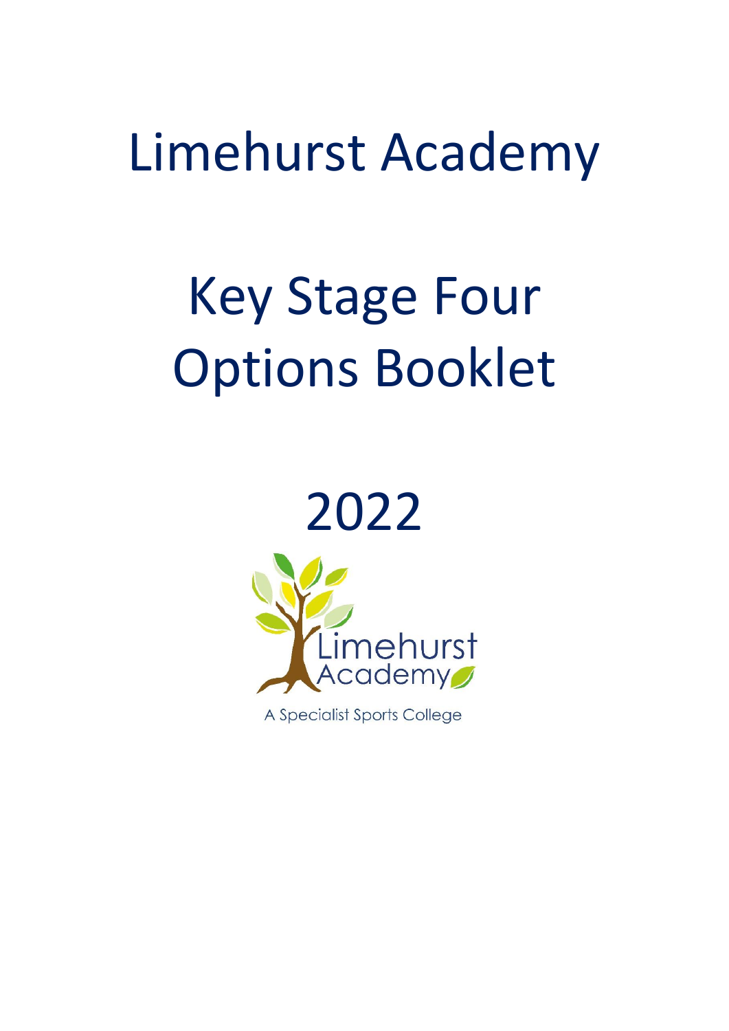# Limehurst Academy

# Key Stage Four Options Booklet

# 2022

Limehurst Academy

A Specialist Sports College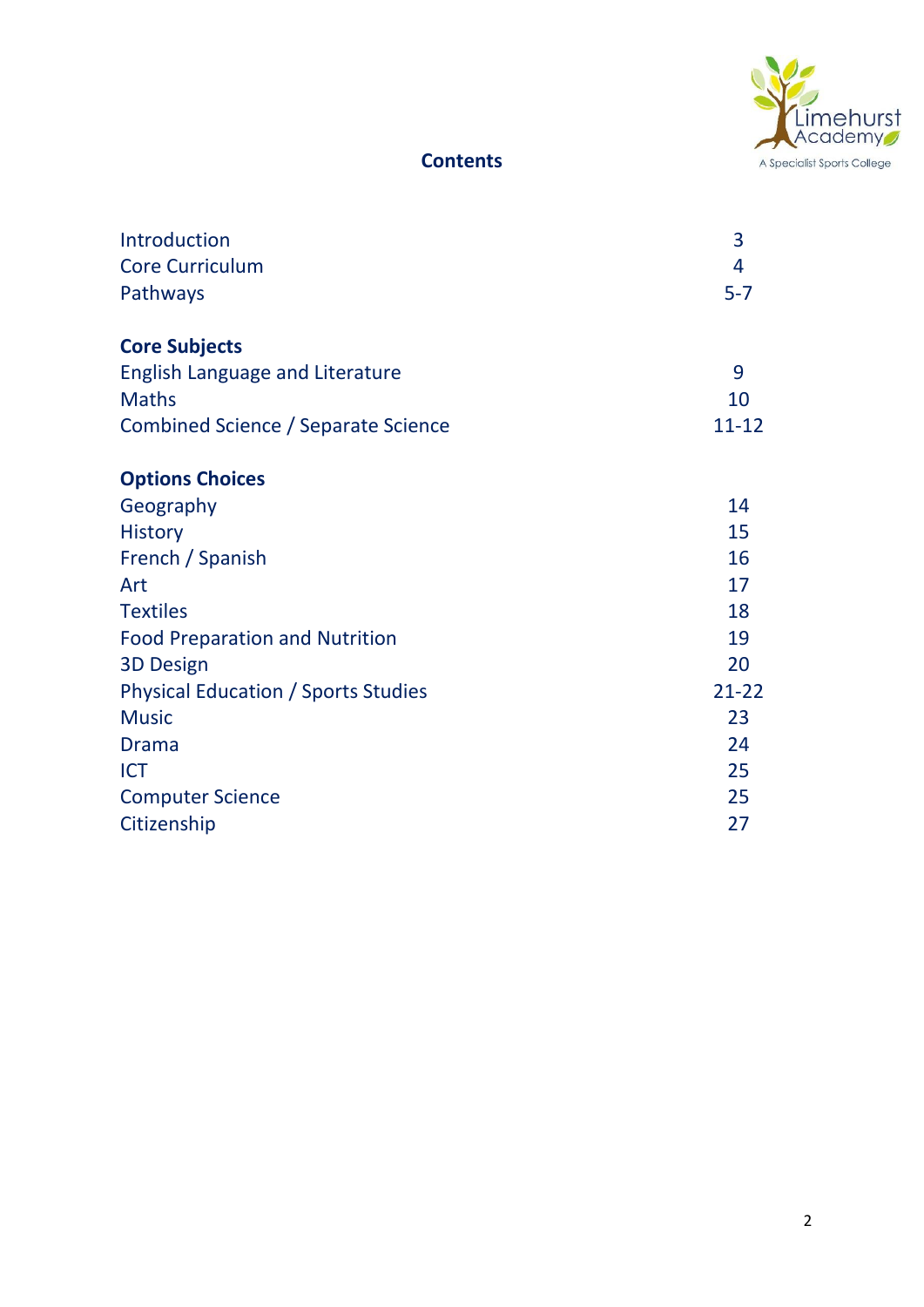## Contents

| | |
|---|---|
| Introduction | 3 |
| Core Curriculum | 4 |
| Pathways | 5-7 |
| **Core Subjects** | |
| English Language and Literature | 9 |
| Maths | 10 |
| Combined Science / Separate Science | 11-12 |
| **Options Choices** | |
| Geography | 14 |
| History | 15 |
| French / Spanish | 16 |
| Art | 17 |
| Textiles | 18 |
| Food Preparation and Nutrition | 19 |
| 3D Design | 20 |
| Physical Education / Sports Studies | 21-22 |
| Music | 23 |
| Drama | 24 |
| ICT | 25 |
| Computer Science | 25 |
| Citizenship | 27 |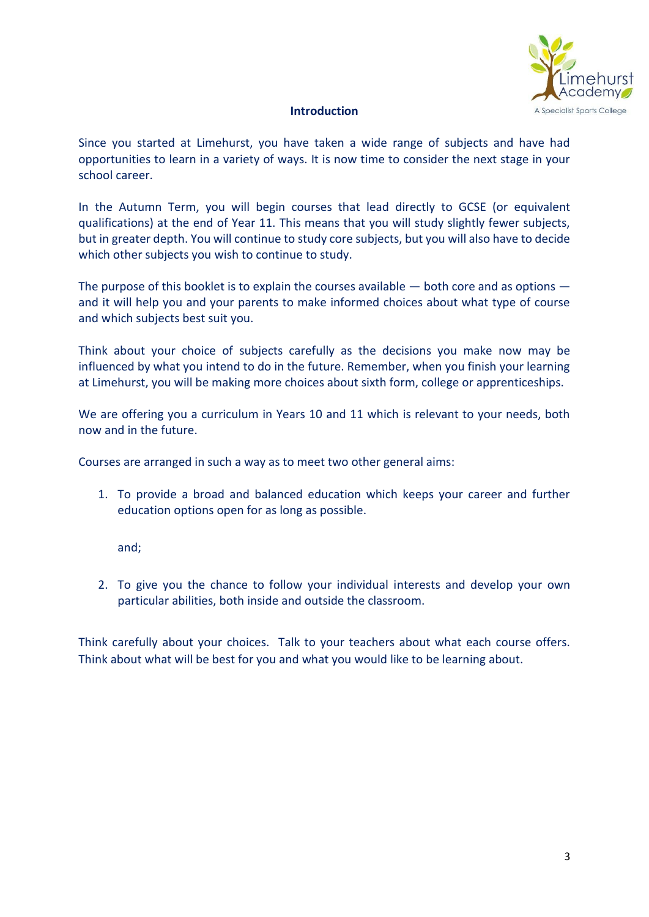## Introduction

Since you started at Limehurst, you have taken a wide range of subjects and have had opportunities to learn in a variety of ways. It is now time to consider the next stage in your school career.

In the Autumn Term, you will begin courses that lead directly to GCSE (or equivalent qualifications) at the end of Year 11. This means that you will study slightly fewer subjects, but in greater depth. You will continue to study core subjects, but you will also have to decide which other subjects you wish to continue to study.

The purpose of this booklet is to explain the courses available — both core and as options — and it will help you and your parents to make informed choices about what type of course and which subjects best suit you.

Think about your choice of subjects carefully as the decisions you make now may be influenced by what you intend to do in the future. Remember, when you finish your learning at Limehurst, you will be making more choices about sixth form, college or apprenticeships.

We are offering you a curriculum in Years 10 and 11 which is relevant to your needs, both now and in the future.

Courses are arranged in such a way as to meet two other general aims:

1. To provide a broad and balanced education which keeps your career and further education options open for as long as possible.

   and;

2. To give you the chance to follow your individual interests and develop your own particular abilities, both inside and outside the classroom.

Think carefully about your choices. Talk to your teachers about what each course offers. Think about what will be best for you and what you would like to be learning about.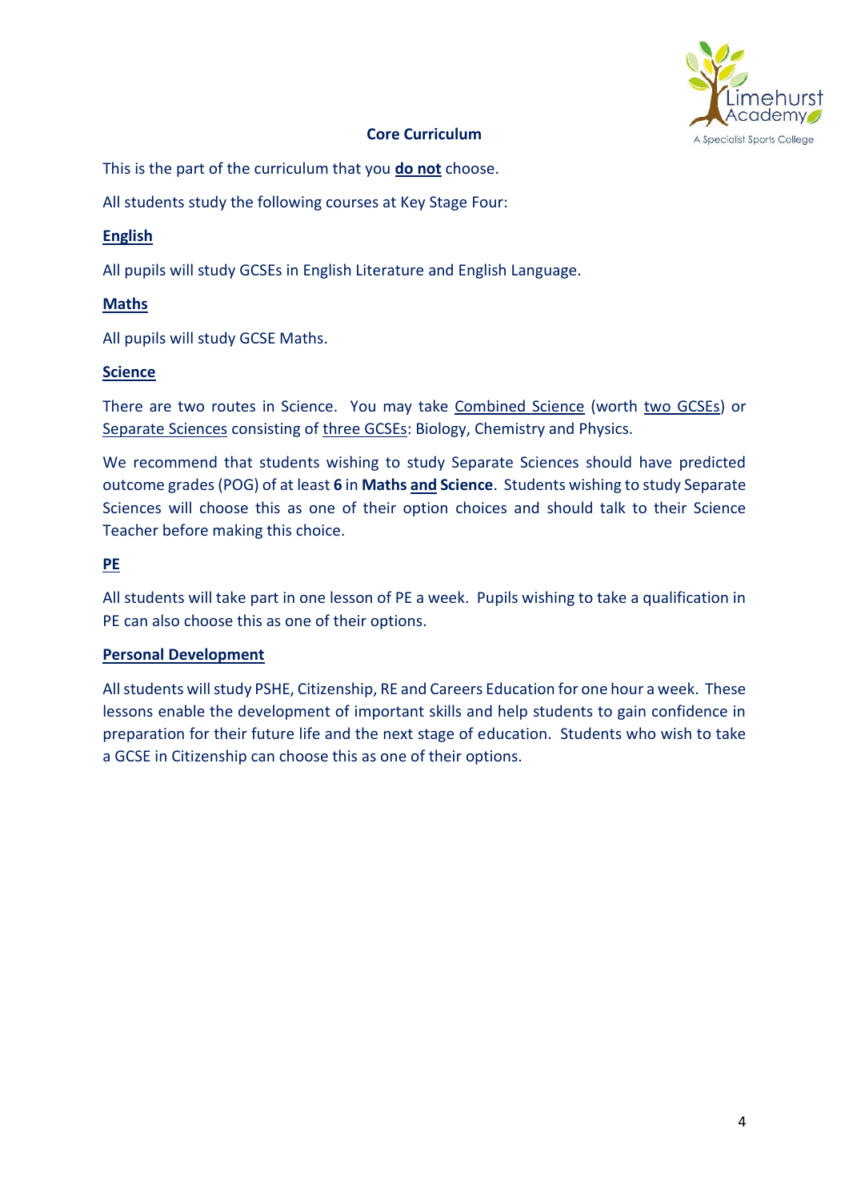## Core Curriculum

This is the part of the curriculum that you **do not** choose.

All students study the following courses at Key Stage Four:

### English

All pupils will study GCSEs in English Literature and English Language.

### Maths

All pupils will study GCSE Maths.

### Science

There are two routes in Science. You may take Combined Science (worth two GCSEs) or Separate Sciences consisting of three GCSEs: Biology, Chemistry and Physics.

We recommend that students wishing to study Separate Sciences should have predicted outcome grades (POG) of at least **6** in **Maths and Science**. Students wishing to study Separate Sciences will choose this as one of their option choices and should talk to their Science Teacher before making this choice.

### PE

All students will take part in one lesson of PE a week. Pupils wishing to take a qualification in PE can also choose this as one of their options.

### Personal Development

All students will study PSHE, Citizenship, RE and Careers Education for one hour a week. These lessons enable the development of important skills and help students to gain confidence in preparation for their future life and the next stage of education. Students who wish to take a GCSE in Citizenship can choose this as one of their options.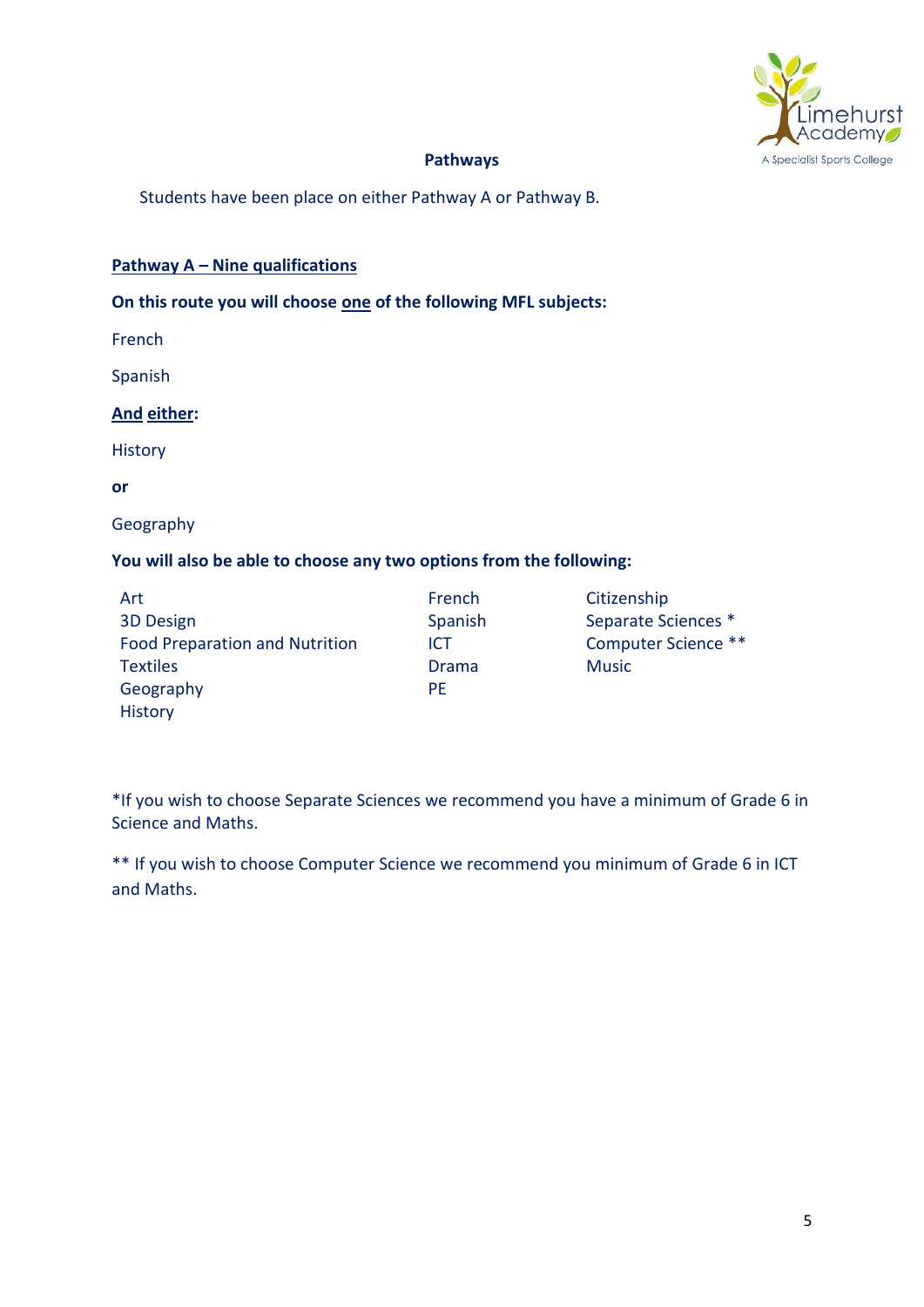## Pathways

Students have been place on either Pathway A or Pathway B.

**Pathway A – Nine qualifications**

**On this route you will choose one of the following MFL subjects:**

French

Spanish

**And either:**

History

**or**

Geography

**You will also be able to choose any two options from the following:**

| | | |
|---|---|---|
| Art | French | Citizenship |
| 3D Design | Spanish | Separate Sciences * |
| Food Preparation and Nutrition | ICT | Computer Science ** |
| Textiles | Drama | Music |
| Geography | PE | |
| History | | |

*If you wish to choose Separate Sciences we recommend you have a minimum of Grade 6 in Science and Maths.

** If you wish to choose Computer Science we recommend you minimum of Grade 6 in ICT and Maths.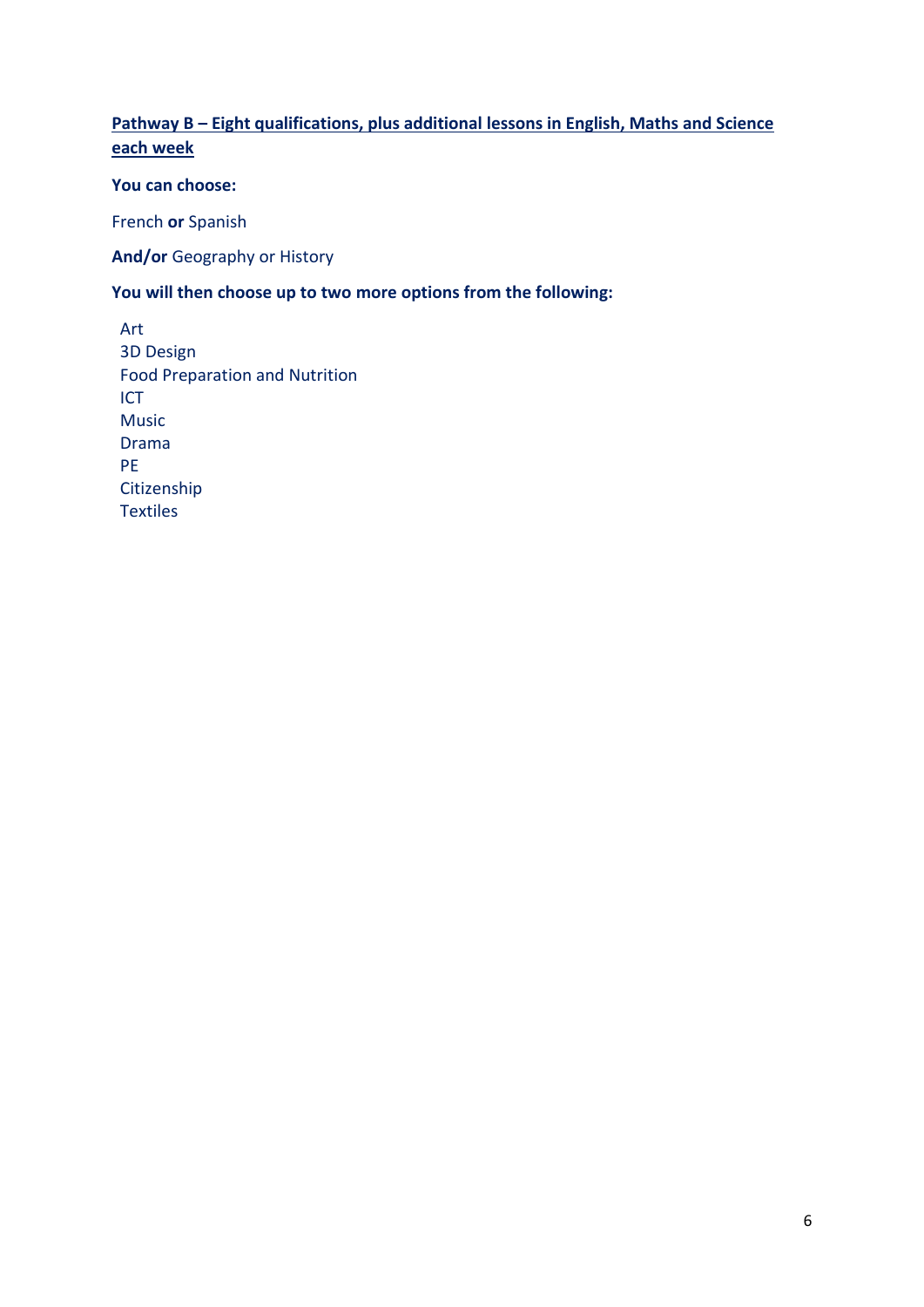## Pathway B – Eight qualifications, plus additional lessons in English, Maths and Science each week

**You can choose:**

French **or** Spanish

**And/or** Geography or History

**You will then choose up to two more options from the following:**

Art
3D Design
Food Preparation and Nutrition
ICT
Music
Drama
PE
Citizenship
Textiles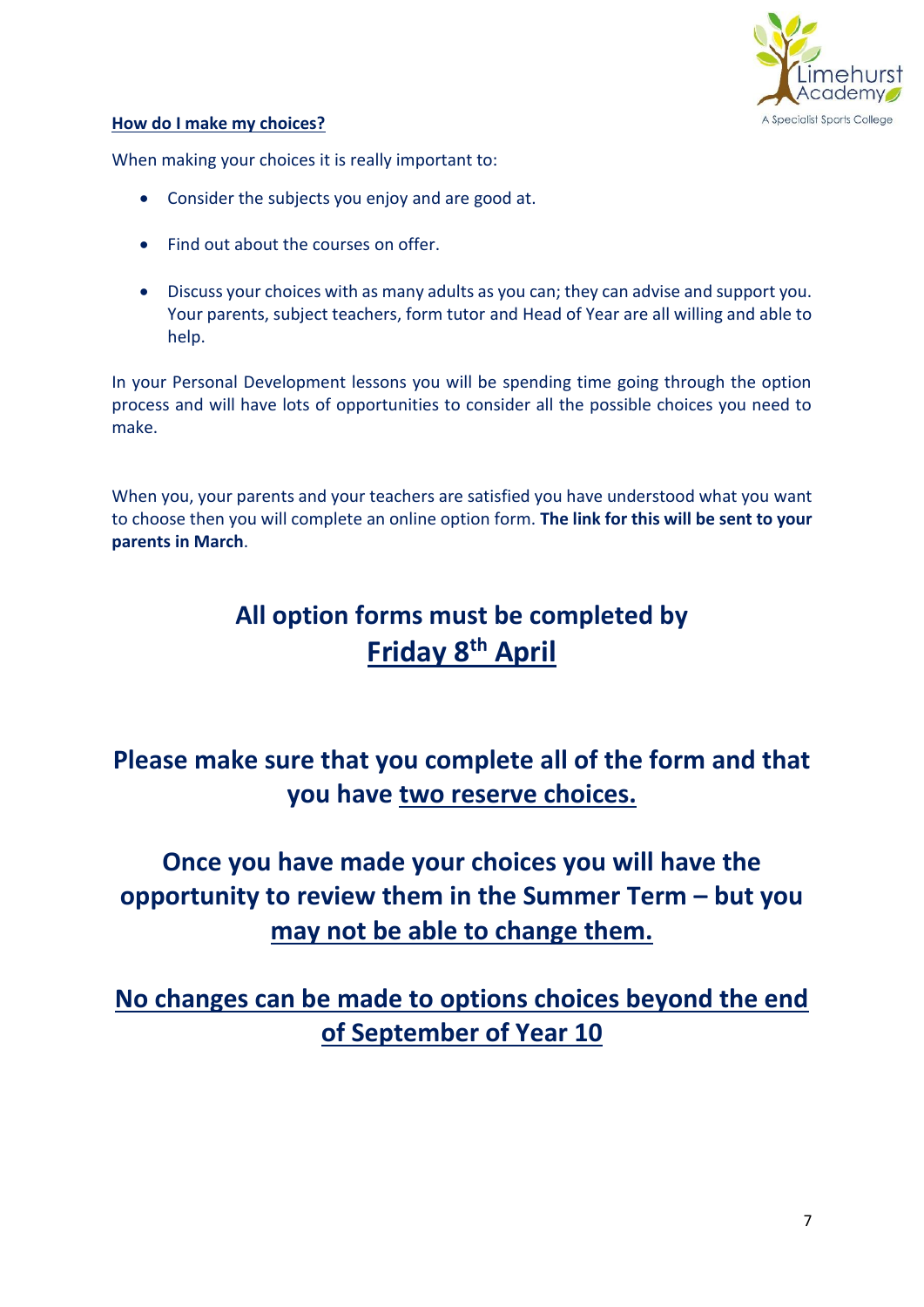## How do I make my choices?

When making your choices it is really important to:

- Consider the subjects you enjoy and are good at.
- Find out about the courses on offer.
- Discuss your choices with as many adults as you can; they can advise and support you. Your parents, subject teachers, form tutor and Head of Year are all willing and able to help.

In your Personal Development lessons you will be spending time going through the option process and will have lots of opportunities to consider all the possible choices you need to make.

When you, your parents and your teachers are satisfied you have understood what you want to choose then you will complete an online option form. **The link for this will be sent to your parents in March**.

## All option forms must be completed by Friday 8th April

## Please make sure that you complete all of the form and that you have two reserve choices.

## Once you have made your choices you will have the opportunity to review them in the Summer Term – but you may not be able to change them.

## No changes can be made to options choices beyond the end of September of Year 10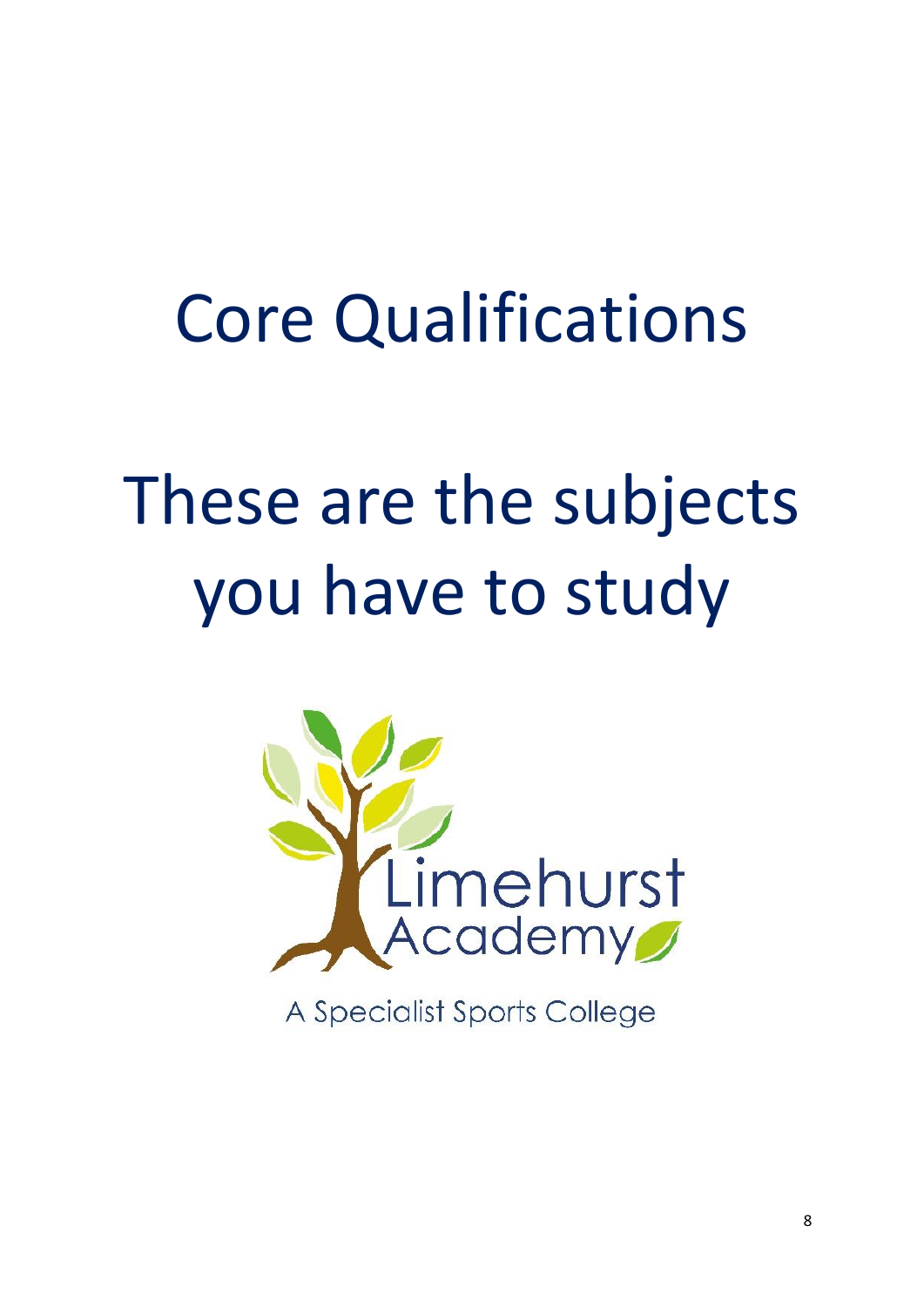# Core Qualifications

# These are the subjects you have to study

Limehurst Academy

A Specialist Sports College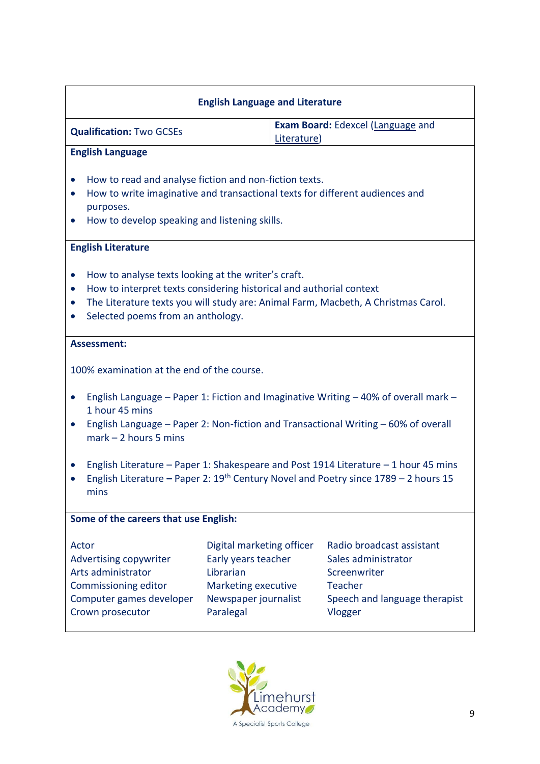## English Language and Literature

**Qualification:** Two GCSEs

**Exam Board:** Edexcel (Language and Literature)

### English Language

- How to read and analyse fiction and non-fiction texts.
- How to write imaginative and transactional texts for different audiences and purposes.
- How to develop speaking and listening skills.

### English Literature

- How to analyse texts looking at the writer's craft.
- How to interpret texts considering historical and authorial context
- The Literature texts you will study are: Animal Farm, Macbeth, A Christmas Carol.
- Selected poems from an anthology.

### Assessment:

100% examination at the end of the course.

- English Language – Paper 1: Fiction and Imaginative Writing – 40% of overall mark – 1 hour 45 mins
- English Language – Paper 2: Non-fiction and Transactional Writing – 60% of overall mark – 2 hours 5 mins

- English Literature – Paper 1: Shakespeare and Post 1914 Literature – 1 hour 45 mins
- English Literature **–** Paper 2: 19th Century Novel and Poetry since 1789 – 2 hours 15 mins

### Some of the careers that use English:

| | | |
|---|---|---|
| Actor | Digital marketing officer | Radio broadcast assistant |
| Advertising copywriter | Early years teacher | Sales administrator |
| Arts administrator | Librarian | Screenwriter |
| Commissioning editor | Marketing executive | Teacher |
| Computer games developer | Newspaper journalist | Speech and language therapist |
| Crown prosecutor | Paralegal | Vlogger |

Limehurst Academy
A Specialist Sports College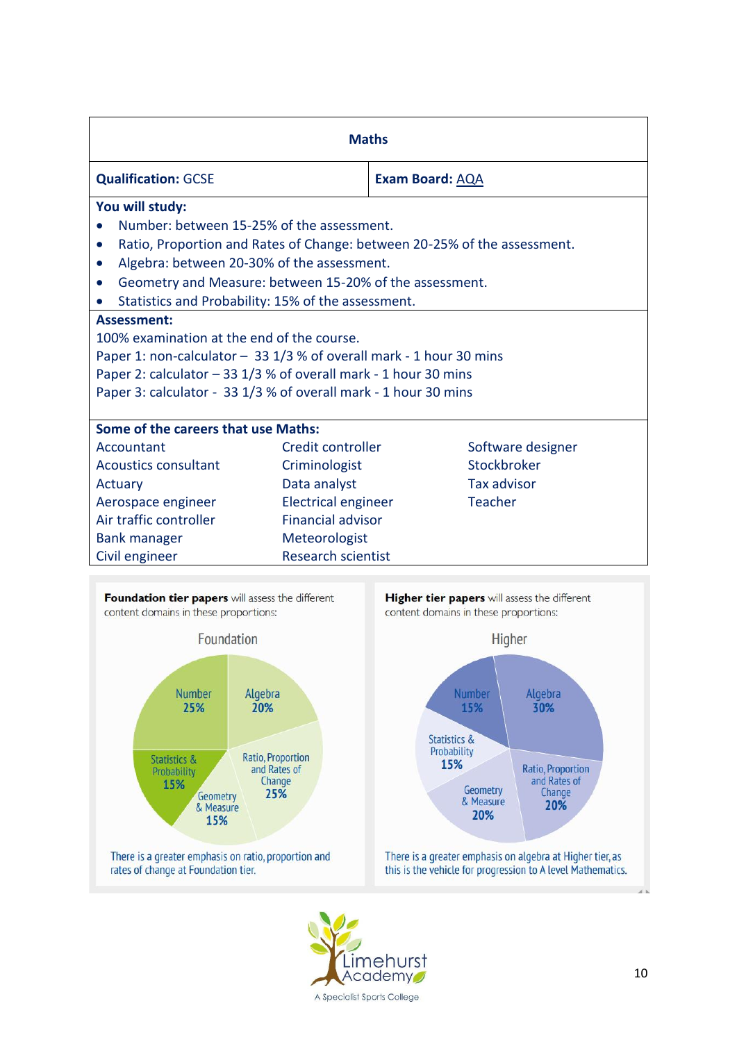## Maths

| **Qualification:** GCSE | **Exam Board:** AQA |
|---|---|

**You will study:**

- Number: between 15-25% of the assessment.
- Ratio, Proportion and Rates of Change: between 20-25% of the assessment.
- Algebra: between 20-30% of the assessment.
- Geometry and Measure: between 15-20% of the assessment.
- Statistics and Probability: 15% of the assessment.

**Assessment:**

100% examination at the end of the course.

Paper 1: non-calculator – 33 1/3 % of overall mark - 1 hour 30 mins

Paper 2: calculator – 33 1/3 % of overall mark - 1 hour 30 mins

Paper 3: calculator - 33 1/3 % of overall mark - 1 hour 30 mins

**Some of the careers that use Maths:**

| | | |
|---|---|---|
| Accountant | Credit controller | Software designer |
| Acoustics consultant | Criminologist | Stockbroker |
| Actuary | Data analyst | Tax advisor |
| Aerospace engineer | Electrical engineer | Teacher |
| Air traffic controller | Financial advisor | |
| Bank manager | Meteorologist | |
| Civil engineer | Research scientist | |

**Foundation tier papers** will assess the different content domains in these proportions:

Foundation

- Number 25%
- Algebra 20%
- Ratio, Proportion and Rates of Change 25%
- Geometry & Measure 15%
- Statistics & Probability 15%

There is a greater emphasis on ratio, proportion and rates of change at Foundation tier.

**Higher tier papers** will assess the different content domains in these proportions:

Higher

- Number 15%
- Algebra 30%
- Ratio, Proportion and Rates of Change 20%
- Geometry & Measure 20%
- Statistics & Probability 15%

There is a greater emphasis on algebra at Higher tier, as this is the vehicle for progression to A level Mathematics.

Limehurst Academy

A Specialist Sports College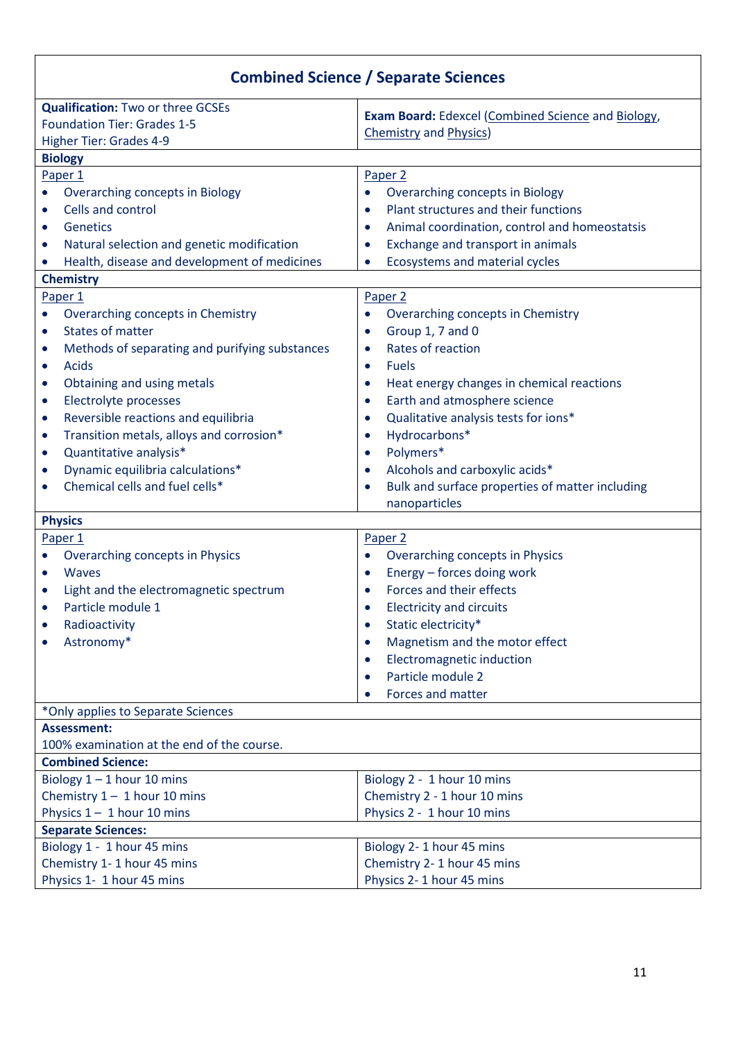# Combined Science / Separate Sciences

| **Qualification:** Two or three GCSEs<br>Foundation Tier: Grades 1-5<br>Higher Tier: Grades 4-9 | **Exam Board:** Edexcel (Combined Science and Biology, Chemistry and Physics) |
|---|---|

## Biology

| Paper 1 | Paper 2 |
|---|---|
| • Overarching concepts in Biology<br>• Cells and control<br>• Genetics<br>• Natural selection and genetic modification<br>• Health, disease and development of medicines | • Overarching concepts in Biology<br>• Plant structures and their functions<br>• Animal coordination, control and homeostatsis<br>• Exchange and transport in animals<br>• Ecosystems and material cycles |

## Chemistry

| Paper 1 | Paper 2 |
|---|---|
| • Overarching concepts in Chemistry<br>• States of matter<br>• Methods of separating and purifying substances<br>• Acids<br>• Obtaining and using metals<br>• Electrolyte processes<br>• Reversible reactions and equilibria<br>• Transition metals, alloys and corrosion*<br>• Quantitative analysis*<br>• Dynamic equilibria calculations*<br>• Chemical cells and fuel cells* | • Overarching concepts in Chemistry<br>• Group 1, 7 and 0<br>• Rates of reaction<br>• Fuels<br>• Heat energy changes in chemical reactions<br>• Earth and atmosphere science<br>• Qualitative analysis tests for ions*<br>• Hydrocarbons*<br>• Polymers*<br>• Alcohols and carboxylic acids*<br>• Bulk and surface properties of matter including nanoparticles |

## Physics

| Paper 1 | Paper 2 |
|---|---|
| • Overarching concepts in Physics<br>• Waves<br>• Light and the electromagnetic spectrum<br>• Particle module 1<br>• Radioactivity<br>• Astronomy* | • Overarching concepts in Physics<br>• Energy – forces doing work<br>• Forces and their effects<br>• Electricity and circuits<br>• Static electricity*<br>• Magnetism and the motor effect<br>• Electromagnetic induction<br>• Particle module 2<br>• Forces and matter |

*Only applies to Separate Sciences

**Assessment:**

100% examination at the end of the course.

**Combined Science:**

| | |
|---|---|
| Biology 1 – 1 hour 10 mins | Biology 2 - 1 hour 10 mins |
| Chemistry 1 – 1 hour 10 mins | Chemistry 2 - 1 hour 10 mins |
| Physics 1 – 1 hour 10 mins | Physics 2 - 1 hour 10 mins |

**Separate Sciences:**

| | |
|---|---|
| Biology 1 - 1 hour 45 mins | Biology 2- 1 hour 45 mins |
| Chemistry 1- 1 hour 45 mins | Chemistry 2- 1 hour 45 mins |
| Physics 1- 1 hour 45 mins | Physics 2- 1 hour 45 mins |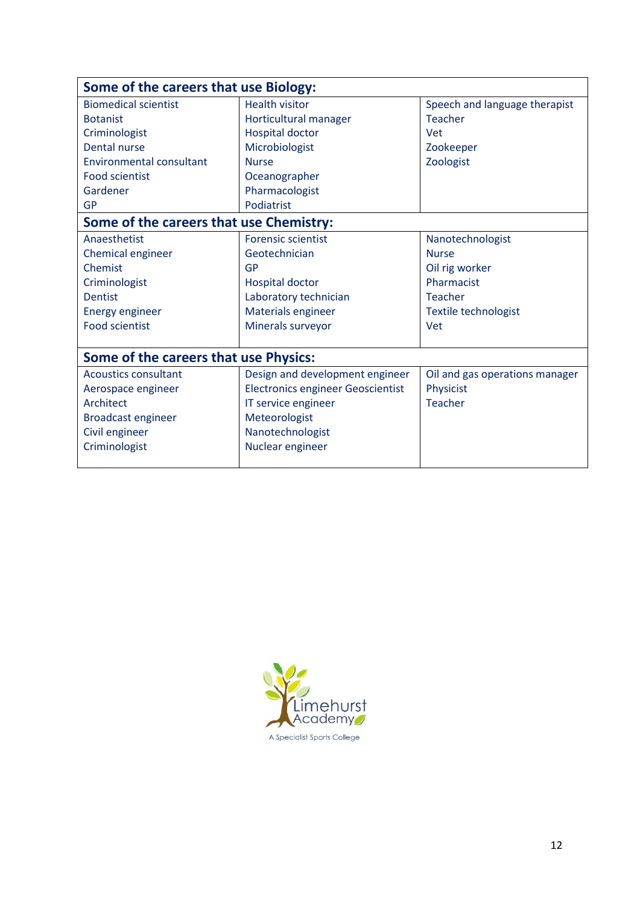| Some of the careers that use Biology: | | |
|---|---|---|
| Biomedical scientist<br>Botanist<br>Criminologist<br>Dental nurse<br>Environmental consultant<br>Food scientist<br>Gardener<br>GP | Health visitor<br>Horticultural manager<br>Hospital doctor<br>Microbiologist<br>Nurse<br>Oceanographer<br>Pharmacologist<br>Podiatrist | Speech and language therapist<br>Teacher<br>Vet<br>Zookeeper<br>Zoologist |
| **Some of the careers that use Chemistry:** | | |
| Anaesthetist<br>Chemical engineer<br>Chemist<br>Criminologist<br>Dentist<br>Energy engineer<br>Food scientist | Forensic scientist<br>Geotechnician<br>GP<br>Hospital doctor<br>Laboratory technician<br>Materials engineer<br>Minerals surveyor | Nanotechnologist<br>Nurse<br>Oil rig worker<br>Pharmacist<br>Teacher<br>Textile technologist<br>Vet |
| **Some of the careers that use Physics:** | | |
| Acoustics consultant<br>Aerospace engineer<br>Architect<br>Broadcast engineer<br>Civil engineer<br>Criminologist | Design and development engineer<br>Electronics engineer Geoscientist<br>IT service engineer<br>Meteorologist<br>Nanotechnologist<br>Nuclear engineer | Oil and gas operations manager<br>Physicist<br>Teacher |

Limehurst Academy

A Specialist Sports College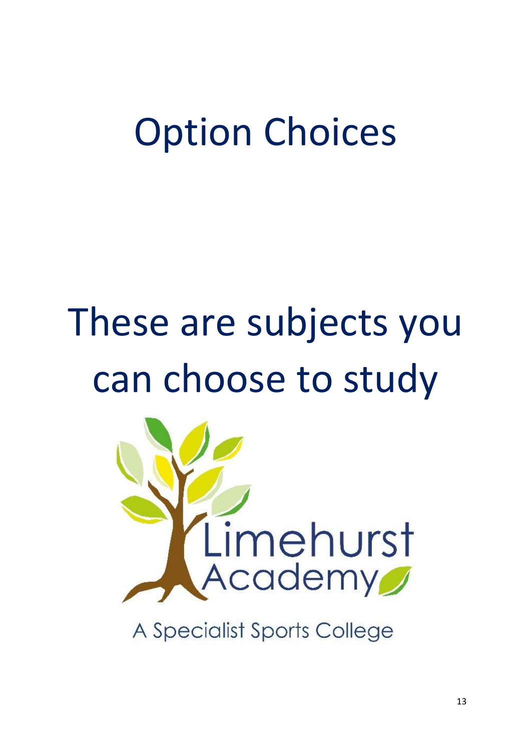# Option Choices

# These are subjects you can choose to study

Limehurst Academy

A Specialist Sports College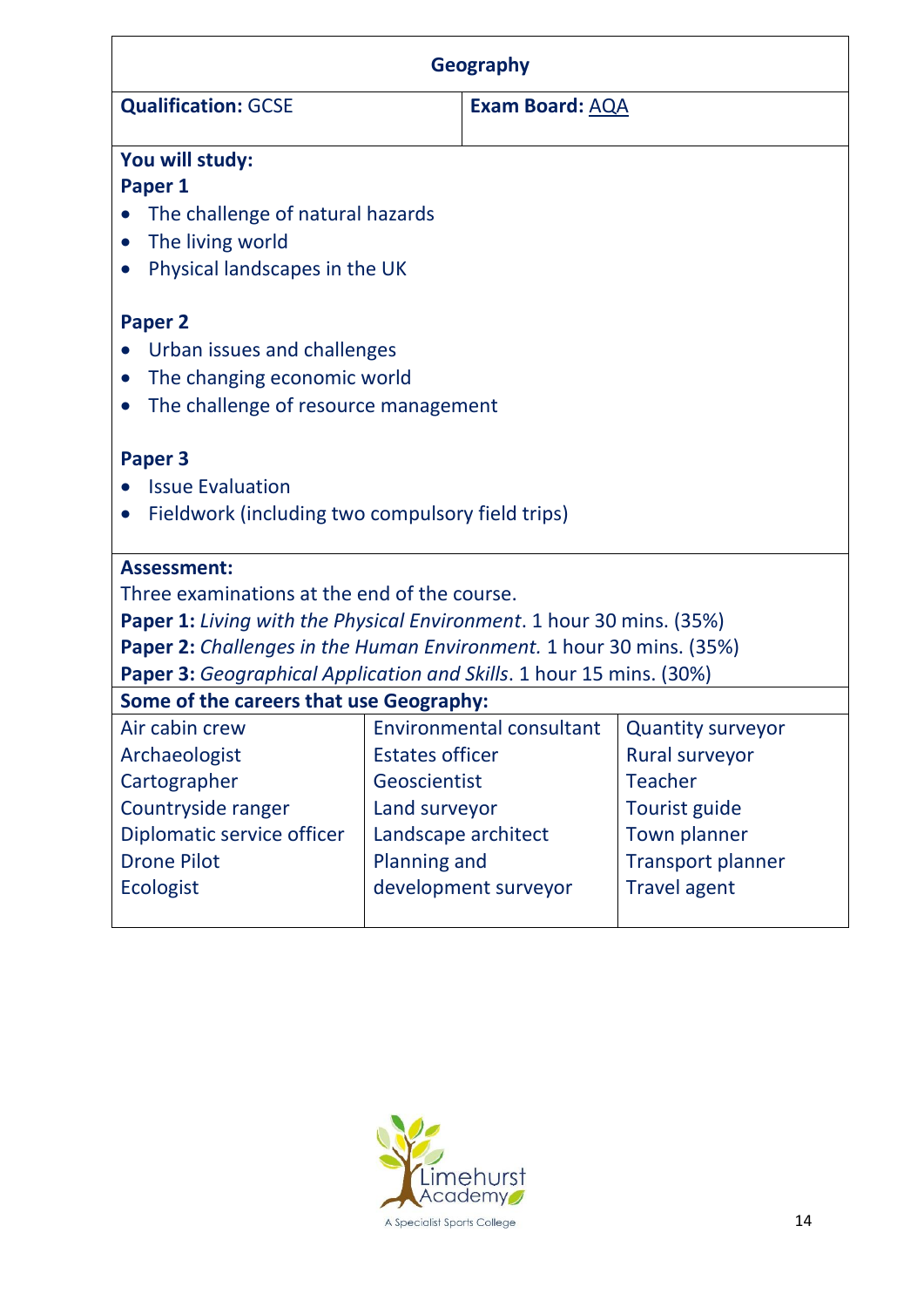## Geography

**Qualification:** GCSE

**Exam Board:** AQA

**You will study:**

**Paper 1**

- The challenge of natural hazards
- The living world
- Physical landscapes in the UK

**Paper 2**

- Urban issues and challenges
- The changing economic world
- The challenge of resource management

**Paper 3**

- Issue Evaluation
- Fieldwork (including two compulsory field trips)

**Assessment:**

Three examinations at the end of the course.

**Paper 1:** *Living with the Physical Environment*. 1 hour 30 mins. (35%)

**Paper 2:** *Challenges in the Human Environment.* 1 hour 30 mins. (35%)

**Paper 3:** *Geographical Application and Skills*. 1 hour 15 mins. (30%)

**Some of the careers that use Geography:**

| | | |
|---|---|---|
| Air cabin crew | Environmental consultant | Quantity surveyor |
| Archaeologist | Estates officer | Rural surveyor |
| Cartographer | Geoscientist | Teacher |
| Countryside ranger | Land surveyor | Tourist guide |
| Diplomatic service officer | Landscape architect | Town planner |
| Drone Pilot | Planning and development surveyor | Transport planner |
| Ecologist | | Travel agent |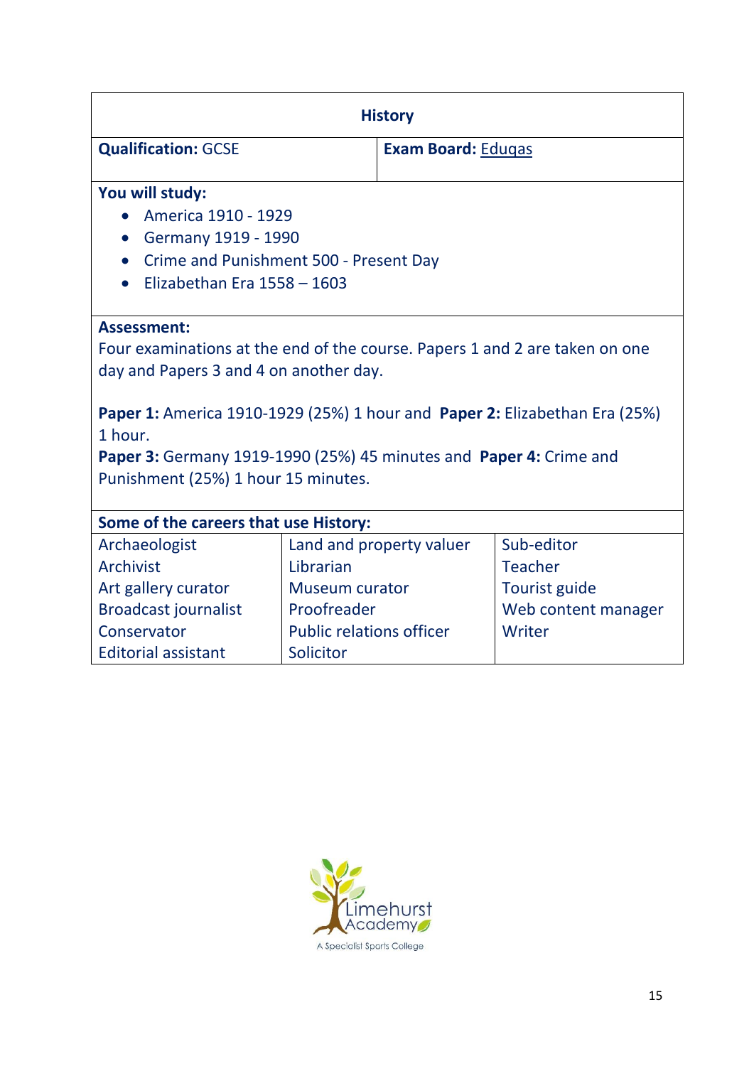## History

**Qualification:** GCSE

**Exam Board:** Eduqas

**You will study:**

- America 1910 - 1929
- Germany 1919 - 1990
- Crime and Punishment 500 - Present Day
- Elizabethan Era 1558 – 1603

**Assessment:**

Four examinations at the end of the course. Papers 1 and 2 are taken on one day and Papers 3 and 4 on another day.

**Paper 1:** America 1910-1929 (25%) 1 hour and **Paper 2:** Elizabethan Era (25%) 1 hour.
**Paper 3:** Germany 1919-1990 (25%) 45 minutes and **Paper 4:** Crime and Punishment (25%) 1 hour 15 minutes.

**Some of the careers that use History:**

| | | |
|---|---|---|
| Archaeologist | Land and property valuer | Sub-editor |
| Archivist | Librarian | Teacher |
| Art gallery curator | Museum curator | Tourist guide |
| Broadcast journalist | Proofreader | Web content manager |
| Conservator | Public relations officer | Writer |
| Editorial assistant | Solicitor | |

Limehurst Academy
A Specialist Sports College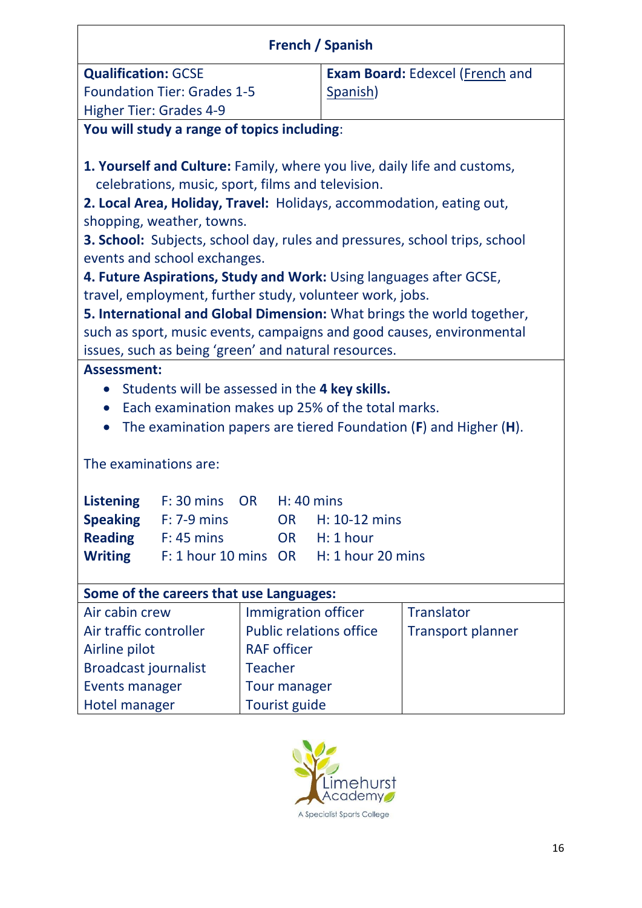# French / Spanish

| **Qualification:** GCSE<br>Foundation Tier: Grades 1-5<br>Higher Tier: Grades 4-9 | **Exam Board:** Edexcel (French and Spanish) |
|---|---|

**You will study a range of topics including**:

**1. Yourself and Culture:** Family, where you live, daily life and customs, celebrations, music, sport, films and television.
**2. Local Area, Holiday, Travel:** Holidays, accommodation, eating out, shopping, weather, towns.
**3. School:** Subjects, school day, rules and pressures, school trips, school events and school exchanges.
**4. Future Aspirations, Study and Work:** Using languages after GCSE, travel, employment, further study, volunteer work, jobs.
**5. International and Global Dimension:** What brings the world together, such as sport, music events, campaigns and good causes, environmental issues, such as being 'green' and natural resources.

**Assessment:**

- Students will be assessed in the **4 key skills.**
- Each examination makes up 25% of the total marks.
- The examination papers are tiered Foundation (**F**) and Higher (**H**).

The examinations are:

| | | | |
|---|---|---|---|
| **Listening** | F: 30 mins | OR | H: 40 mins |
| **Speaking** | F: 7-9 mins | OR | H: 10-12 mins |
| **Reading** | F: 45 mins | OR | H: 1 hour |
| **Writing** | F: 1 hour 10 mins | OR | H: 1 hour 20 mins |

**Some of the careers that use Languages:**

| | | |
|---|---|---|
| Air cabin crew | Immigration officer | Translator |
| Air traffic controller | Public relations office | Transport planner |
| Airline pilot | RAF officer | |
| Broadcast journalist | Teacher | |
| Events manager | Tour manager | |
| Hotel manager | Tourist guide | |

Limehurst Academy
A Specialist Sports College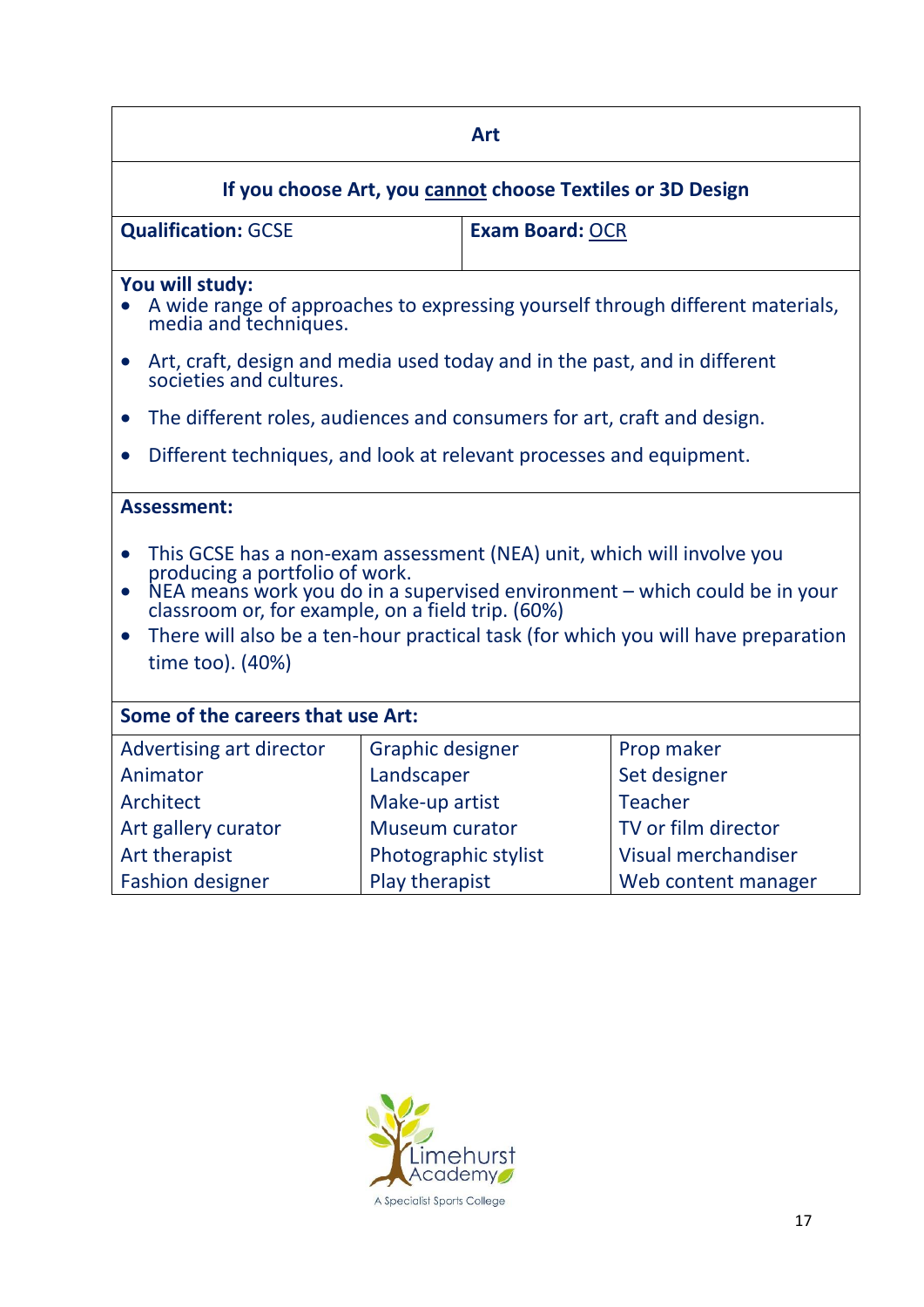# Art

**If you choose Art, you cannot choose Textiles or 3D Design**

**Qualification:** GCSE

**Exam Board:** OCR

**You will study:**

- A wide range of approaches to expressing yourself through different materials, media and techniques.
- Art, craft, design and media used today and in the past, and in different societies and cultures.
- The different roles, audiences and consumers for art, craft and design.
- Different techniques, and look at relevant processes and equipment.

**Assessment:**

- This GCSE has a non-exam assessment (NEA) unit, which will involve you producing a portfolio of work.
- NEA means work you do in a supervised environment – which could be in your classroom or, for example, on a field trip. (60%)
- There will also be a ten-hour practical task (for which you will have preparation time too). (40%)

**Some of the careers that use Art:**

| | | |
|---|---|---|
| Advertising art director | Graphic designer | Prop maker |
| Animator | Landscaper | Set designer |
| Architect | Make-up artist | Teacher |
| Art gallery curator | Museum curator | TV or film director |
| Art therapist | Photographic stylist | Visual merchandiser |
| Fashion designer | Play therapist | Web content manager |

Limehurst Academy
A Specialist Sports College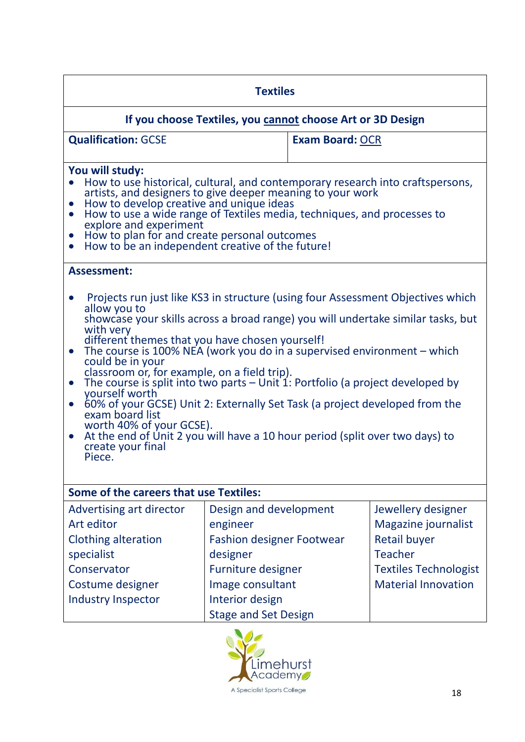## Textiles

**If you choose Textiles, you cannot choose Art or 3D Design**

| **Qualification:** GCSE | **Exam Board:** OCR |
|---|---|

**You will study:**

- How to use historical, cultural, and contemporary research into craftspersons, artists, and designers to give deeper meaning to your work
- How to develop creative and unique ideas
- How to use a wide range of Textiles media, techniques, and processes to explore and experiment
- How to plan for and create personal outcomes
- How to be an independent creative of the future!

**Assessment:**

- Projects run just like KS3 in structure (using four Assessment Objectives which allow you to showcase your skills across a broad range) you will undertake similar tasks, but with very different themes that you have chosen yourself!
- The course is 100% NEA (work you do in a supervised environment – which could be in your classroom or, for example, on a field trip).
- The course is split into two parts – Unit 1: Portfolio (a project developed by yourself worth
- 60% of your GCSE) Unit 2: Externally Set Task (a project developed from the exam board list worth 40% of your GCSE).
- At the end of Unit 2 you will have a 10 hour period (split over two days) to create your final Piece.

**Some of the careers that use Textiles:**

| | | |
|---|---|---|
| Advertising art director<br>Art editor<br>Clothing alteration specialist<br>Conservator<br>Costume designer<br>Industry Inspector | Design and development engineer<br>Fashion designer Footwear designer<br>Furniture designer<br>Image consultant<br>Interior design<br>Stage and Set Design | Jewellery designer<br>Magazine journalist<br>Retail buyer<br>Teacher<br>Textiles Technologist<br>Material Innovation |

Limehurst Academy
A Specialist Sports College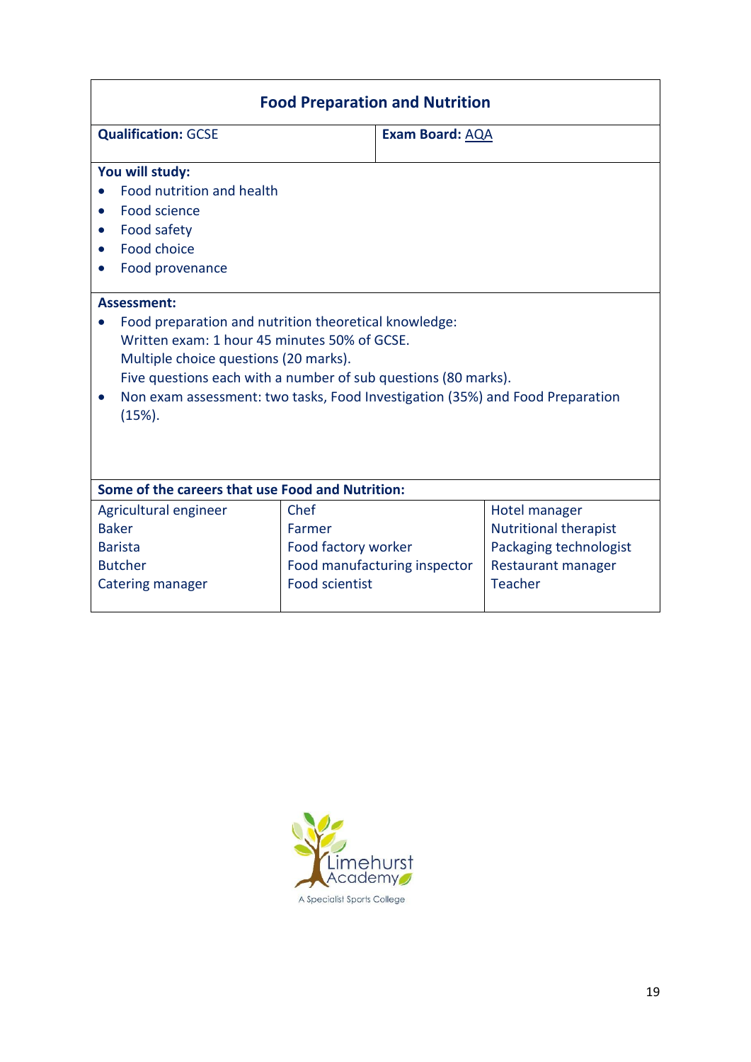## Food Preparation and Nutrition

**Qualification:** GCSE

**Exam Board:** AQA

**You will study:**

- Food nutrition and health
- Food science
- Food safety
- Food choice
- Food provenance

**Assessment:**

- Food preparation and nutrition theoretical knowledge:
  Written exam: 1 hour 45 minutes 50% of GCSE.
  Multiple choice questions (20 marks).
  Five questions each with a number of sub questions (80 marks).
- Non exam assessment: two tasks, Food Investigation (35%) and Food Preparation (15%).

**Some of the careers that use Food and Nutrition:**

| | | |
|---|---|---|
| Agricultural engineer | Chef | Hotel manager |
| Baker | Farmer | Nutritional therapist |
| Barista | Food factory worker | Packaging technologist |
| Butcher | Food manufacturing inspector | Restaurant manager |
| Catering manager | Food scientist | Teacher |

Limehurst Academy
A Specialist Sports College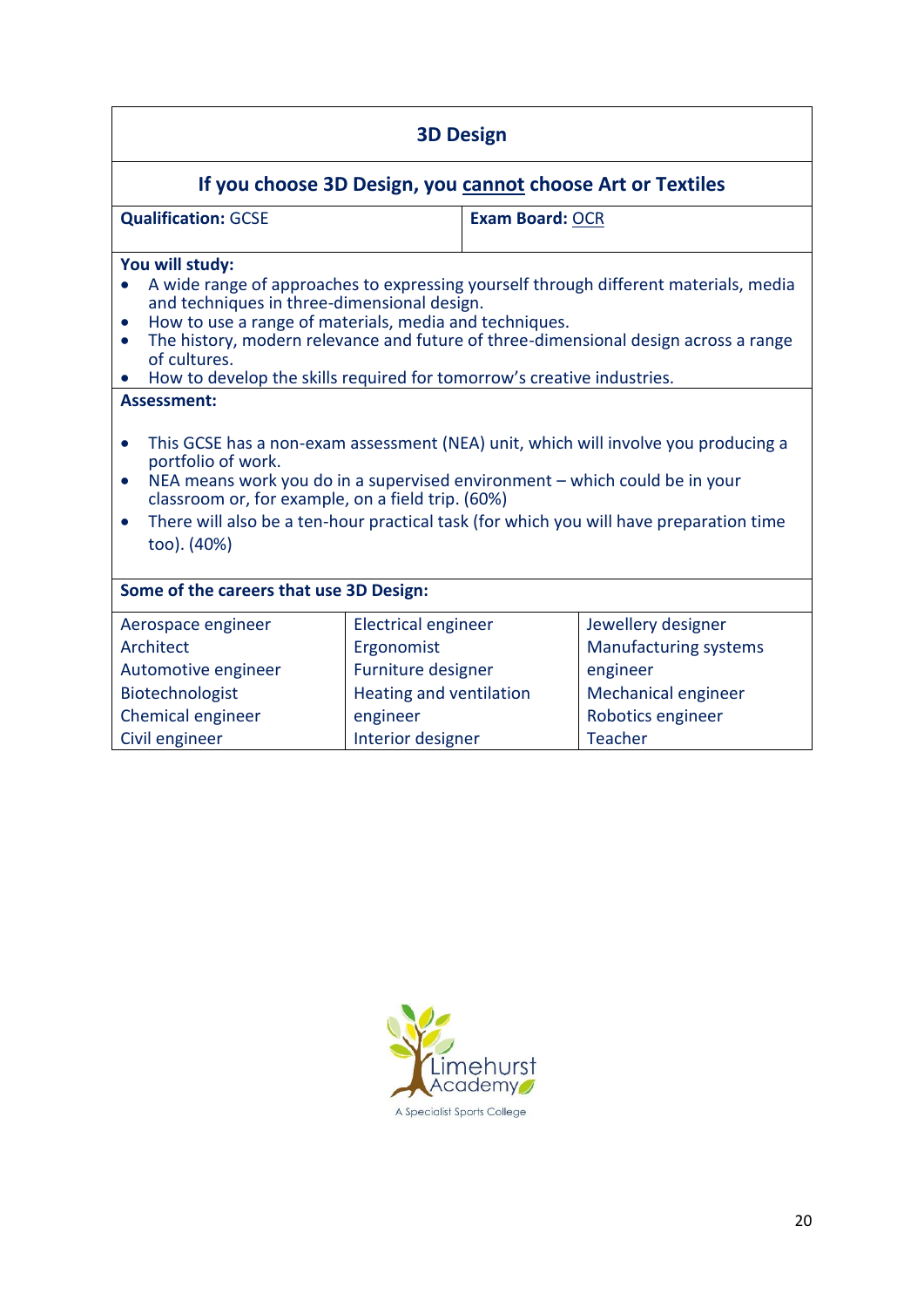## 3D Design

### If you choose 3D Design, you cannot choose Art or Textiles

**Qualification:** GCSE

**Exam Board:** OCR

**You will study:**

- A wide range of approaches to expressing yourself through different materials, media and techniques in three-dimensional design.
- How to use a range of materials, media and techniques.
- The history, modern relevance and future of three-dimensional design across a range of cultures.
- How to develop the skills required for tomorrow's creative industries.

**Assessment:**

- This GCSE has a non-exam assessment (NEA) unit, which will involve you producing a portfolio of work.
- NEA means work you do in a supervised environment – which could be in your classroom or, for example, on a field trip. (60%)
- There will also be a ten-hour practical task (for which you will have preparation time too). (40%)

**Some of the careers that use 3D Design:**

| | | |
|---|---|---|
| Aerospace engineer | Electrical engineer | Jewellery designer |
| Architect | Ergonomist | Manufacturing systems engineer |
| Automotive engineer | Furniture designer | Mechanical engineer |
| Biotechnologist | Heating and ventilation engineer | Robotics engineer |
| Chemical engineer | Interior designer | Teacher |
| Civil engineer | | |

Limehurst Academy
A Specialist Sports College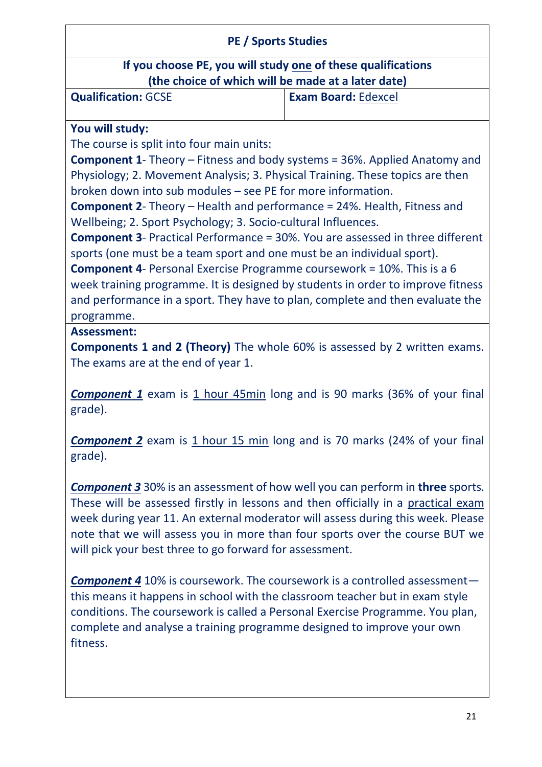## PE / Sports Studies

**If you choose PE, you will study one of these qualifications (the choice of which will be made at a later date)**

| **Qualification:** GCSE | **Exam Board:** Edexcel |
|---|---|

**You will study:**

The course is split into four main units:

**Component 1**- Theory – Fitness and body systems = 36%. Applied Anatomy and Physiology; 2. Movement Analysis; 3. Physical Training. These topics are then broken down into sub modules – see PE for more information.

**Component 2**- Theory – Health and performance = 24%. Health, Fitness and Wellbeing; 2. Sport Psychology; 3. Socio-cultural Influences.

**Component 3**- Practical Performance = 30%. You are assessed in three different sports (one must be a team sport and one must be an individual sport).

**Component 4**- Personal Exercise Programme coursework = 10%. This is a 6 week training programme. It is designed by students in order to improve fitness and performance in a sport. They have to plan, complete and then evaluate the programme.

**Assessment:**

**Components 1 and 2 (Theory)** The whole 60% is assessed by 2 written exams. The exams are at the end of year 1.

***Component 1*** exam is 1 hour 45min long and is 90 marks (36% of your final grade).

***Component 2*** exam is 1 hour 15 min long and is 70 marks (24% of your final grade).

***Component 3*** 30% is an assessment of how well you can perform in **three** sports. These will be assessed firstly in lessons and then officially in a practical exam week during year 11. An external moderator will assess during this week. Please note that we will assess you in more than four sports over the course BUT we will pick your best three to go forward for assessment.

***Component 4*** 10% is coursework. The coursework is a controlled assessment—this means it happens in school with the classroom teacher but in exam style conditions. The coursework is called a Personal Exercise Programme. You plan, complete and analyse a training programme designed to improve your own fitness.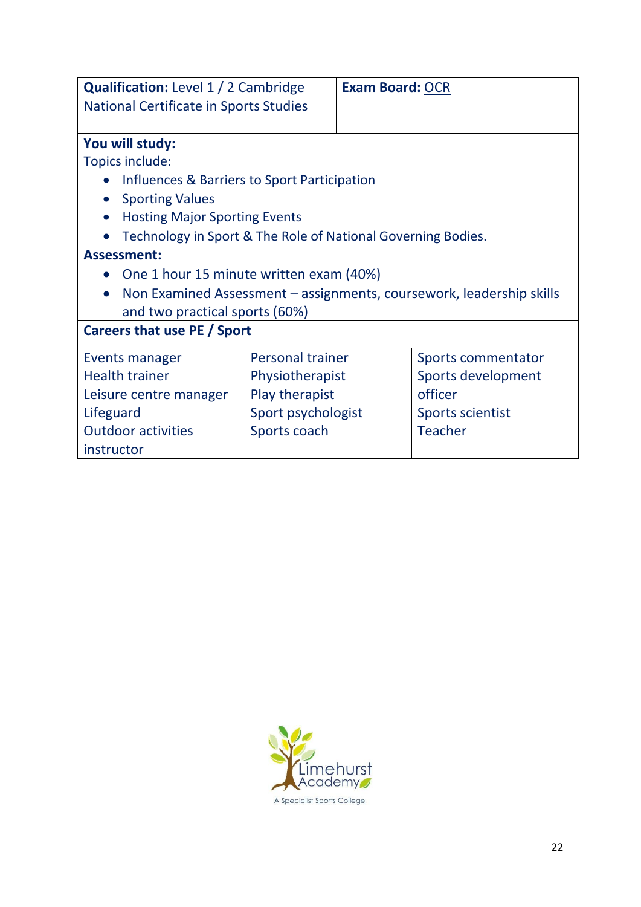| **Qualification:** Level 1 / 2 Cambridge National Certificate in Sports Studies | **Exam Board:** OCR |
|---|---|

**You will study:**

Topics include:

- Influences & Barriers to Sport Participation
- Sporting Values
- Hosting Major Sporting Events
- Technology in Sport & The Role of National Governing Bodies.

**Assessment:**

- One 1 hour 15 minute written exam (40%)
- Non Examined Assessment – assignments, coursework, leadership skills and two practical sports (60%)

**Careers that use PE / Sport**

| | | |
|---|---|---|
| Events manager | Personal trainer | Sports commentator |
| Health trainer | Physiotherapist | Sports development officer |
| Leisure centre manager | Play therapist | Sports scientist |
| Lifeguard | Sport psychologist | Teacher |
| Outdoor activities instructor | Sports coach | |

Limehurst Academy

A Specialist Sports College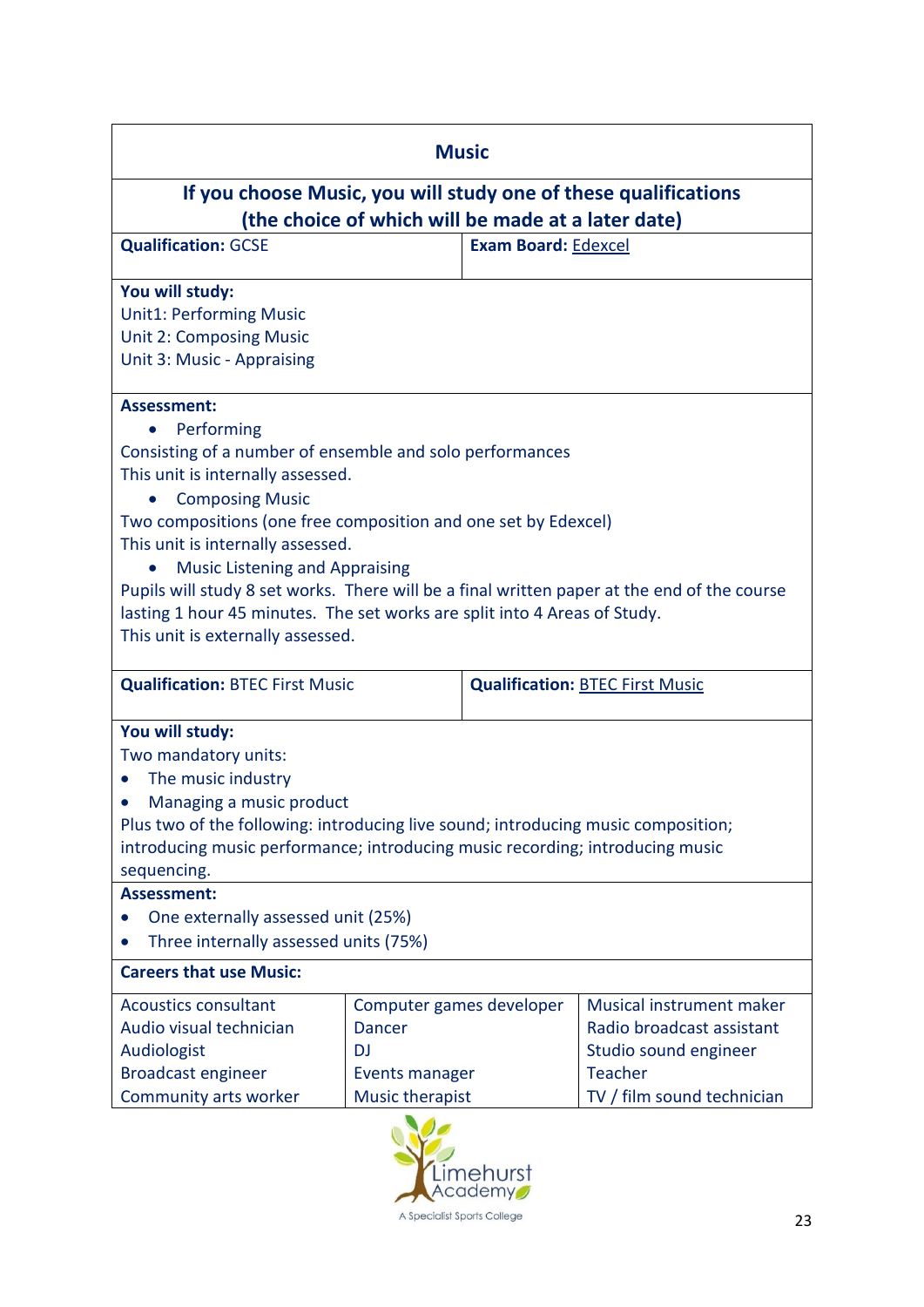## Music

### If you choose Music, you will study one of these qualifications (the choice of which will be made at a later date)

**Qualification:** GCSE | **Exam Board:** Edexcel

**You will study:**
Unit1: Performing Music
Unit 2: Composing Music
Unit 3: Music - Appraising

**Assessment:**

- Performing

Consisting of a number of ensemble and solo performances
This unit is internally assessed.

- Composing Music

Two compositions (one free composition and one set by Edexcel)
This unit is internally assessed.

- Music Listening and Appraising

Pupils will study 8 set works. There will be a final written paper at the end of the course lasting 1 hour 45 minutes. The set works are split into 4 Areas of Study.
This unit is externally assessed.

**Qualification:** BTEC First Music | **Qualification:** BTEC First Music

**You will study:**
Two mandatory units:

- The music industry
- Managing a music product

Plus two of the following: introducing live sound; introducing music composition; introducing music performance; introducing music recording; introducing music sequencing.

**Assessment:**

- One externally assessed unit (25%)
- Three internally assessed units (75%)

**Careers that use Music:**

| | | |
|---|---|---|
| Acoustics consultant | Computer games developer | Musical instrument maker |
| Audio visual technician | Dancer | Radio broadcast assistant |
| Audiologist | DJ | Studio sound engineer |
| Broadcast engineer | Events manager | Teacher |
| Community arts worker | Music therapist | TV / film sound technician |

Limehurst Academy
A Specialist Sports College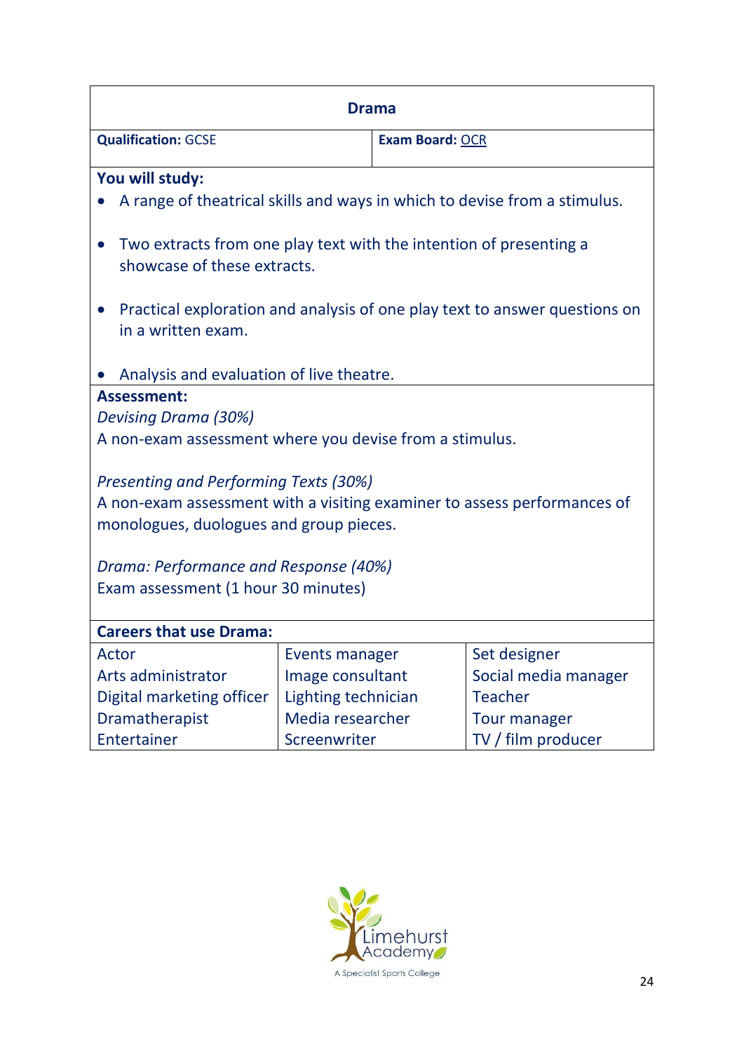## Drama

**Qualification:** GCSE

**Exam Board:** OCR

**You will study:**

- A range of theatrical skills and ways in which to devise from a stimulus.
- Two extracts from one play text with the intention of presenting a showcase of these extracts.
- Practical exploration and analysis of one play text to answer questions on in a written exam.
- Analysis and evaluation of live theatre.

**Assessment:**

*Devising Drama (30%)*
A non-exam assessment where you devise from a stimulus.

*Presenting and Performing Texts (30%)*
A non-exam assessment with a visiting examiner to assess performances of monologues, duologues and group pieces.

*Drama: Performance and Response (40%)*
Exam assessment (1 hour 30 minutes)

**Careers that use Drama:**

| | | |
|---|---|---|
| Actor | Events manager | Set designer |
| Arts administrator | Image consultant | Social media manager |
| Digital marketing officer | Lighting technician | Teacher |
| Dramatherapist | Media researcher | Tour manager |
| Entertainer | Screenwriter | TV / film producer |

Limehurst Academy
A Specialist Sports College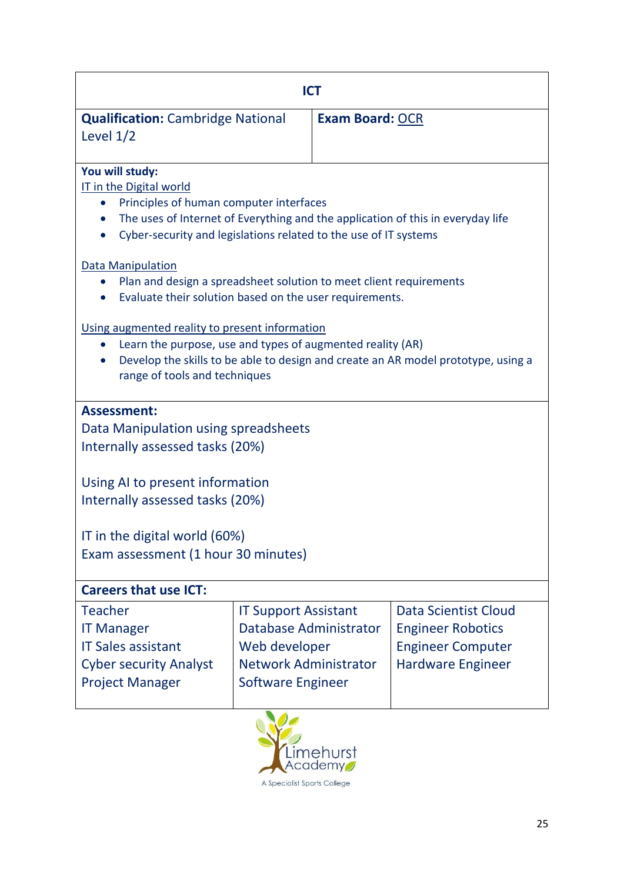# ICT

| **Qualification:** Cambridge National Level 1/2 | **Exam Board:** OCR |
| --- | --- |

**You will study:**

IT in the Digital world

- Principles of human computer interfaces
- The uses of Internet of Everything and the application of this in everyday life
- Cyber-security and legislations related to the use of IT systems

Data Manipulation

- Plan and design a spreadsheet solution to meet client requirements
- Evaluate their solution based on the user requirements.

Using augmented reality to present information

- Learn the purpose, use and types of augmented reality (AR)
- Develop the skills to be able to design and create an AR model prototype, using a range of tools and techniques

**Assessment:**

Data Manipulation using spreadsheets
Internally assessed tasks (20%)

Using AI to present information
Internally assessed tasks (20%)

IT in the digital world (60%)
Exam assessment (1 hour 30 minutes)

**Careers that use ICT:**

| | | |
| --- | --- | --- |
| Teacher | IT Support Assistant | Data Scientist Cloud |
| IT Manager | Database Administrator | Engineer Robotics |
| IT Sales assistant | Web developer | Engineer Computer |
| Cyber security Analyst | Network Administrator | Hardware Engineer |
| Project Manager | Software Engineer | |

Limehurst Academy
A Specialist Sports College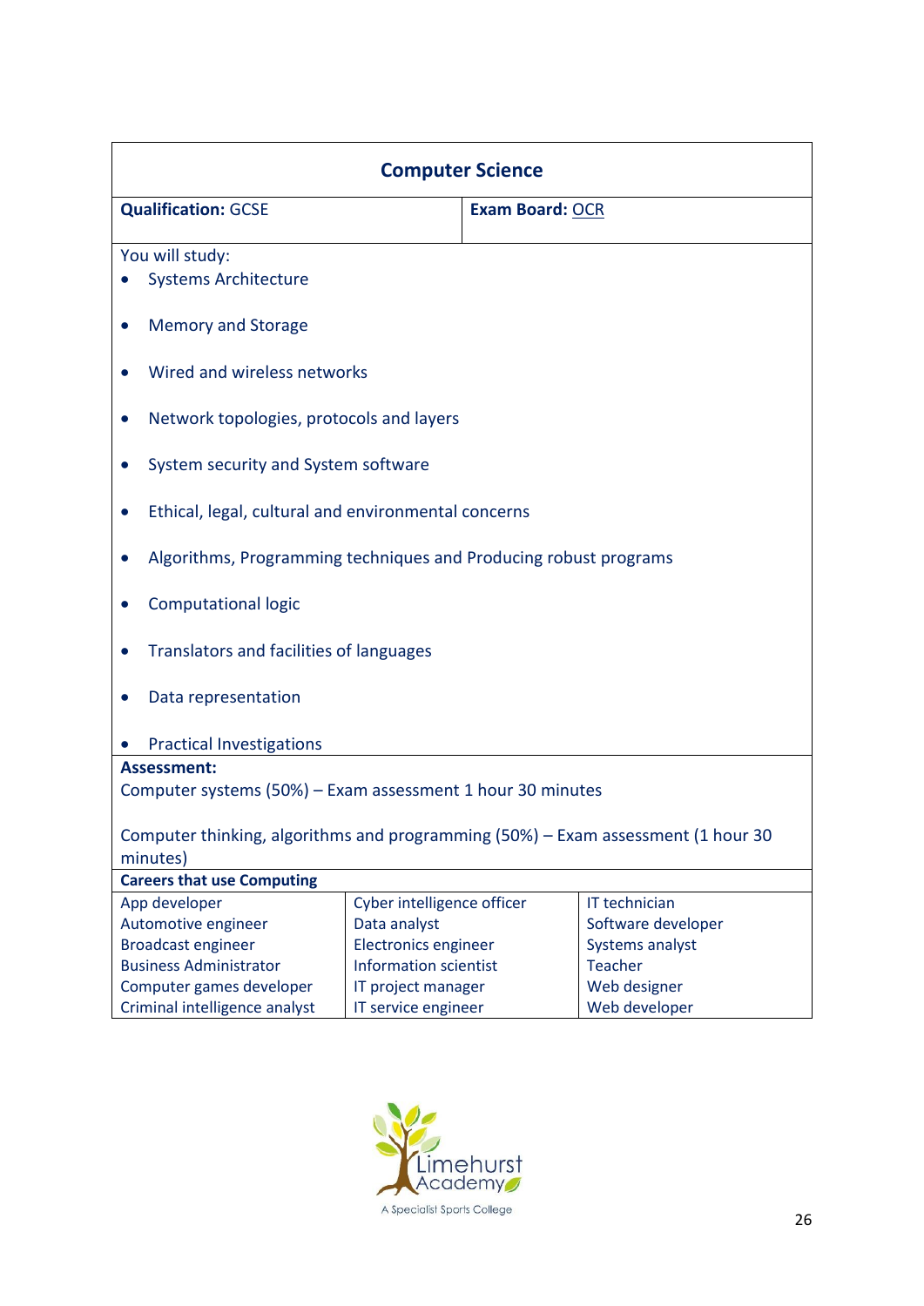## Computer Science

**Qualification:** GCSE | **Exam Board:** OCR

You will study:

- Systems Architecture
- Memory and Storage
- Wired and wireless networks
- Network topologies, protocols and layers
- System security and System software
- Ethical, legal, cultural and environmental concerns
- Algorithms, Programming techniques and Producing robust programs
- Computational logic
- Translators and facilities of languages
- Data representation
- Practical Investigations

**Assessment:**

Computer systems (50%) – Exam assessment 1 hour 30 minutes

Computer thinking, algorithms and programming (50%) – Exam assessment (1 hour 30 minutes)

**Careers that use Computing**

| | | |
|---|---|---|
| App developer | Cyber intelligence officer | IT technician |
| Automotive engineer | Data analyst | Software developer |
| Broadcast engineer | Electronics engineer | Systems analyst |
| Business Administrator | Information scientist | Teacher |
| Computer games developer | IT project manager | Web designer |
| Criminal intelligence analyst | IT service engineer | Web developer |

Limehurst Academy
A Specialist Sports College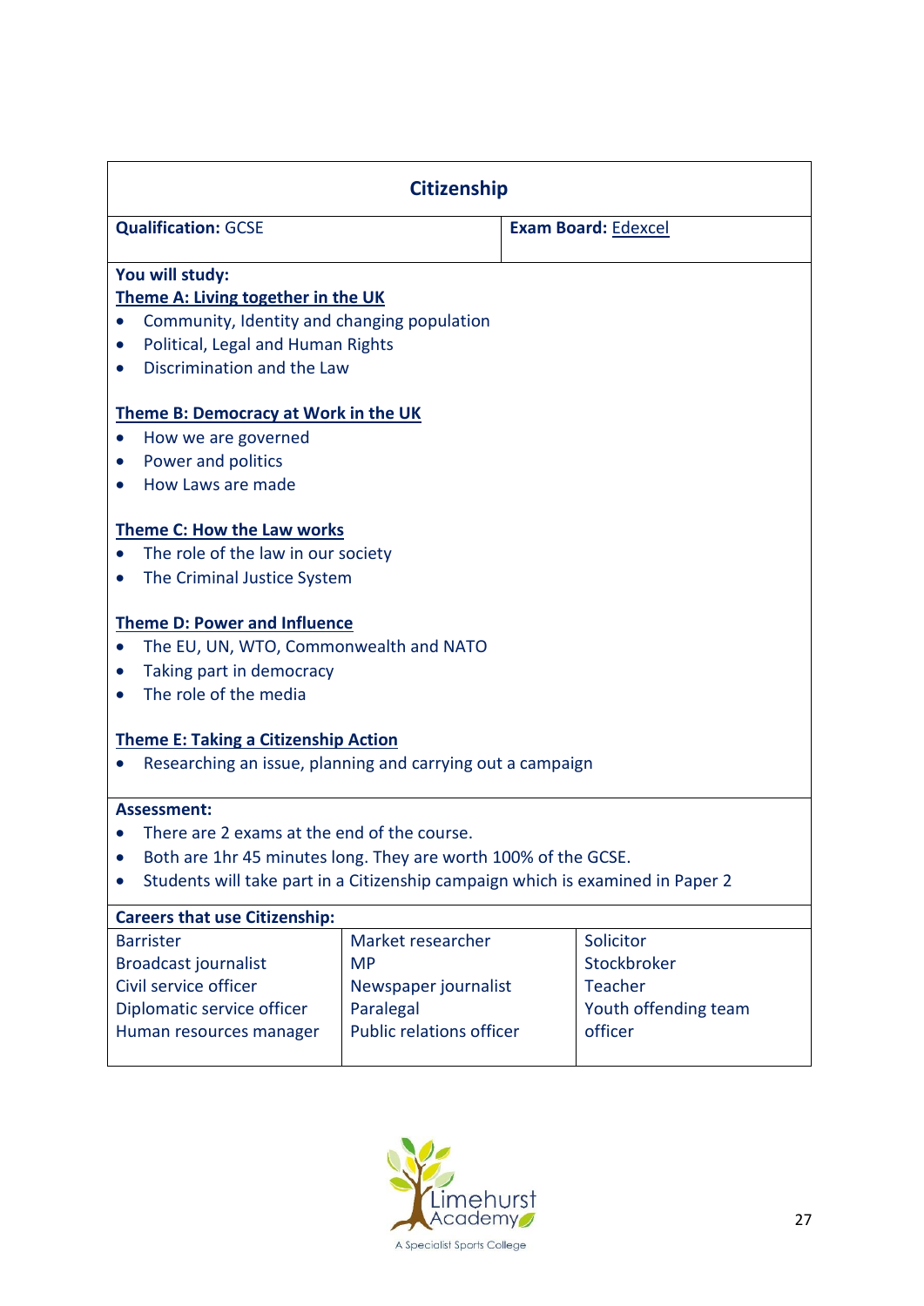# Citizenship

**Qualification:** GCSE

**Exam Board:** Edexcel

**You will study:**

**Theme A: Living together in the UK**

- Community, Identity and changing population
- Political, Legal and Human Rights
- Discrimination and the Law

**Theme B: Democracy at Work in the UK**

- How we are governed
- Power and politics
- How Laws are made

**Theme C: How the Law works**

- The role of the law in our society
- The Criminal Justice System

**Theme D: Power and Influence**

- The EU, UN, WTO, Commonwealth and NATO
- Taking part in democracy
- The role of the media

**Theme E: Taking a Citizenship Action**

- Researching an issue, planning and carrying out a campaign

**Assessment:**

- There are 2 exams at the end of the course.
- Both are 1hr 45 minutes long. They are worth 100% of the GCSE.
- Students will take part in a Citizenship campaign which is examined in Paper 2

**Careers that use Citizenship:**

| | | |
|---|---|---|
| Barrister | Market researcher | Solicitor |
| Broadcast journalist | MP | Stockbroker |
| Civil service officer | Newspaper journalist | Teacher |
| Diplomatic service officer | Paralegal | Youth offending team officer |
| Human resources manager | Public relations officer | |

Limehurst Academy
A Specialist Sports College